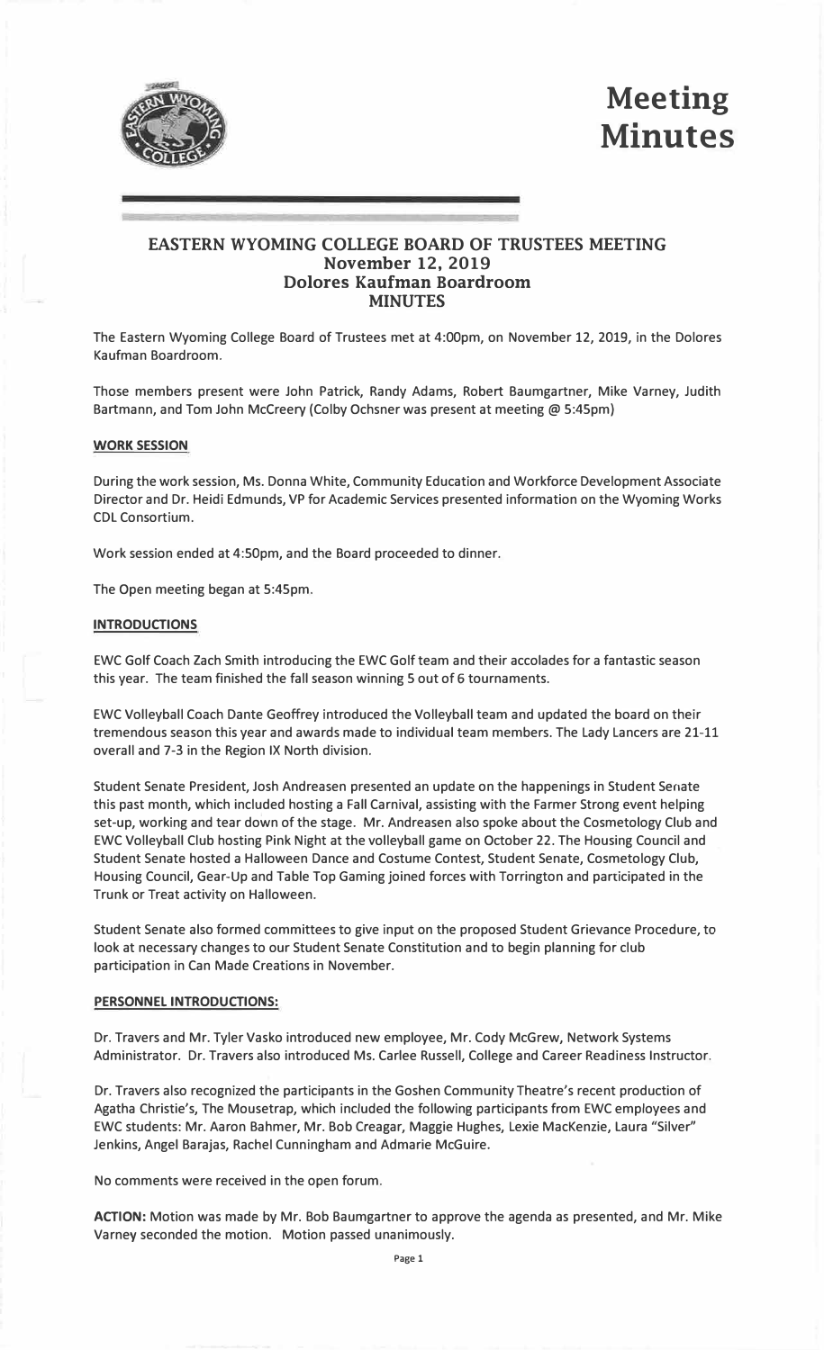# Meeting Minutes

## EASTERN WYOMING COLLEGE BOARD OF TRUSTEES MEETING
### November 12, 2019
### Dolores Kaufman Boardroom
### MINUTES

The Eastern Wyoming College Board of Trustees met at 4:00pm, on November 12, 2019, in the Dolores Kaufman Boardroom.

Those members present were John Patrick, Randy Adams, Robert Baumgartner, Mike Varney, Judith Bartmann, and Tom John McCreery (Colby Ochsner was present at meeting @ 5:45pm)

**WORK SESSION**

During the work session, Ms. Donna White, Community Education and Workforce Development Associate Director and Dr. Heidi Edmunds, VP for Academic Services presented information on the Wyoming Works CDL Consortium.

Work session ended at 4:50pm, and the Board proceeded to dinner.

The Open meeting began at 5:45pm.

**INTRODUCTIONS**

EWC Golf Coach Zach Smith introducing the EWC Golf team and their accolades for a fantastic season this year. The team finished the fall season winning 5 out of 6 tournaments.

EWC Volleyball Coach Dante Geoffrey introduced the Volleyball team and updated the board on their tremendous season this year and awards made to individual team members. The Lady Lancers are 21-11 overall and 7-3 in the Region IX North division.

Student Senate President, Josh Andreasen presented an update on the happenings in Student Senate this past month, which included hosting a Fall Carnival, assisting with the Farmer Strong event helping set-up, working and tear down of the stage. Mr. Andreasen also spoke about the Cosmetology Club and EWC Volleyball Club hosting Pink Night at the volleyball game on October 22. The Housing Council and Student Senate hosted a Halloween Dance and Costume Contest, Student Senate, Cosmetology Club, Housing Council, Gear-Up and Table Top Gaming joined forces with Torrington and participated in the Trunk or Treat activity on Halloween.

Student Senate also formed committees to give input on the proposed Student Grievance Procedure, to look at necessary changes to our Student Senate Constitution and to begin planning for club participation in Can Made Creations in November.

**PERSONNEL INTRODUCTIONS:**

Dr. Travers and Mr. Tyler Vasko introduced new employee, Mr. Cody McGrew, Network Systems Administrator. Dr. Travers also introduced Ms. Carlee Russell, College and Career Readiness Instructor.

Dr. Travers also recognized the participants in the Goshen Community Theatre's recent production of Agatha Christie's, The Mousetrap, which included the following participants from EWC employees and EWC students: Mr. Aaron Bahmer, Mr. Bob Creagar, Maggie Hughes, Lexie MacKenzie, Laura "Silver" Jenkins, Angel Barajas, Rachel Cunningham and Admarie McGuire.

No comments were received in the open forum.

**ACTION:** Motion was made by Mr. Bob Baumgartner to approve the agenda as presented, and Mr. Mike Varney seconded the motion. Motion passed unanimously.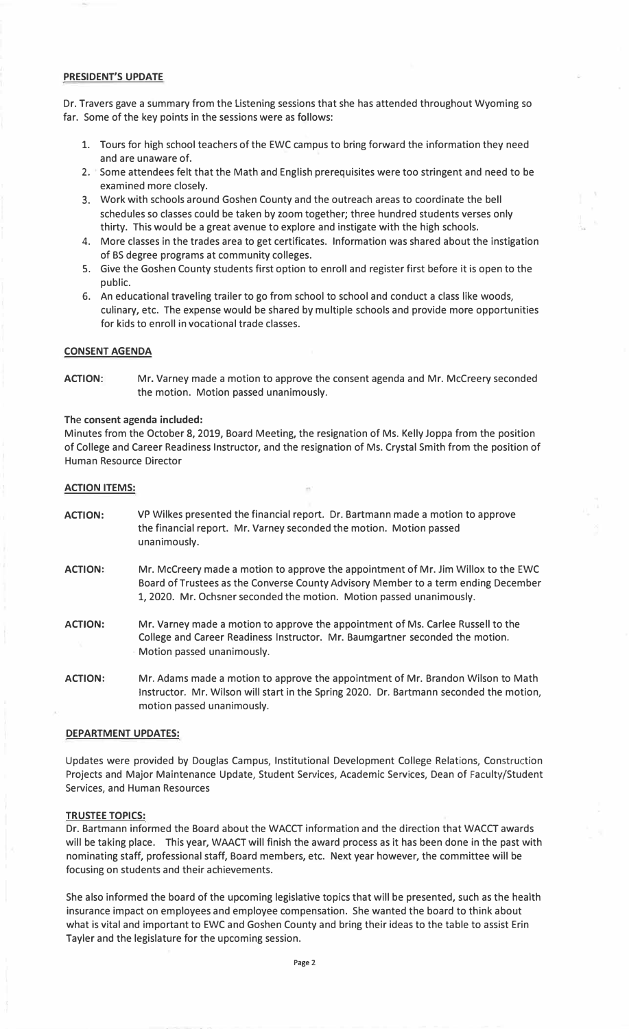## PRESIDENT'S UPDATE

Dr. Travers gave a summary from the Listening sessions that she has attended throughout Wyoming so far. Some of the key points in the sessions were as follows:

1. Tours for high school teachers of the EWC campus to bring forward the information they need and are unaware of.
2. Some attendees felt that the Math and English prerequisites were too stringent and need to be examined more closely.
3. Work with schools around Goshen County and the outreach areas to coordinate the bell schedules so classes could be taken by zoom together; three hundred students verses only thirty. This would be a great avenue to explore and instigate with the high schools.
4. More classes in the trades area to get certificates. Information was shared about the instigation of BS degree programs at community colleges.
5. Give the Goshen County students first option to enroll and register first before it is open to the public.
6. An educational traveling trailer to go from school to school and conduct a class like woods, culinary, etc. The expense would be shared by multiple schools and provide more opportunities for kids to enroll in vocational trade classes.

## CONSENT AGENDA

**ACTION:** Mr. Varney made a motion to approve the consent agenda and Mr. McCreery seconded the motion. Motion passed unanimously.

**The consent agenda included:**
Minutes from the October 8, 2019, Board Meeting, the resignation of Ms. Kelly Joppa from the position of College and Career Readiness Instructor, and the resignation of Ms. Crystal Smith from the position of Human Resource Director

## ACTION ITEMS:

**ACTION:** VP Wilkes presented the financial report. Dr. Bartmann made a motion to approve the financial report. Mr. Varney seconded the motion. Motion passed unanimously.

**ACTION:** Mr. McCreery made a motion to approve the appointment of Mr. Jim Willox to the EWC Board of Trustees as the Converse County Advisory Member to a term ending December 1, 2020. Mr. Ochsner seconded the motion. Motion passed unanimously.

**ACTION:** Mr. Varney made a motion to approve the appointment of Ms. Carlee Russell to the College and Career Readiness Instructor. Mr. Baumgartner seconded the motion. Motion passed unanimously.

**ACTION:** Mr. Adams made a motion to approve the appointment of Mr. Brandon Wilson to Math Instructor. Mr. Wilson will start in the Spring 2020. Dr. Bartmann seconded the motion, motion passed unanimously.

## DEPARTMENT UPDATES:

Updates were provided by Douglas Campus, Institutional Development College Relations, Construction Projects and Major Maintenance Update, Student Services, Academic Services, Dean of Faculty/Student Services, and Human Resources

## TRUSTEE TOPICS:

Dr. Bartmann informed the Board about the WACCT information and the direction that WACCT awards will be taking place. This year, WAACT will finish the award process as it has been done in the past with nominating staff, professional staff, Board members, etc. Next year however, the committee will be focusing on students and their achievements.

She also informed the board of the upcoming legislative topics that will be presented, such as the health insurance impact on employees and employee compensation. She wanted the board to think about what is vital and important to EWC and Goshen County and bring their ideas to the table to assist Erin Tayler and the legislature for the upcoming session.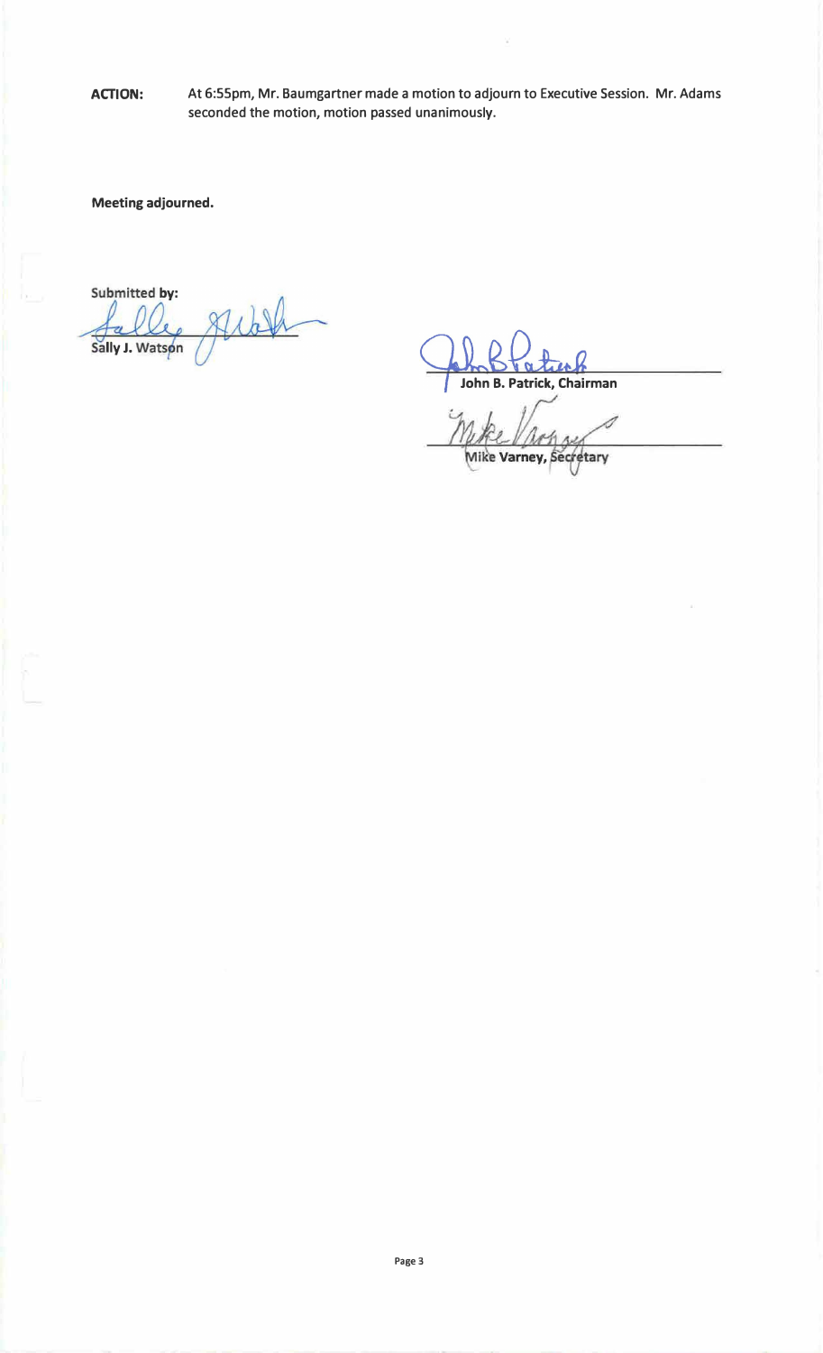**ACTION:** At 6:55pm, Mr. Baumgartner made a motion to adjourn to Executive Session. Mr. Adams seconded the motion, motion passed unanimously.

**Meeting adjourned.**

**Submitted by:**

Sally J. Watson

John B. Patrick, Chairman

Mike Varney, Secretary